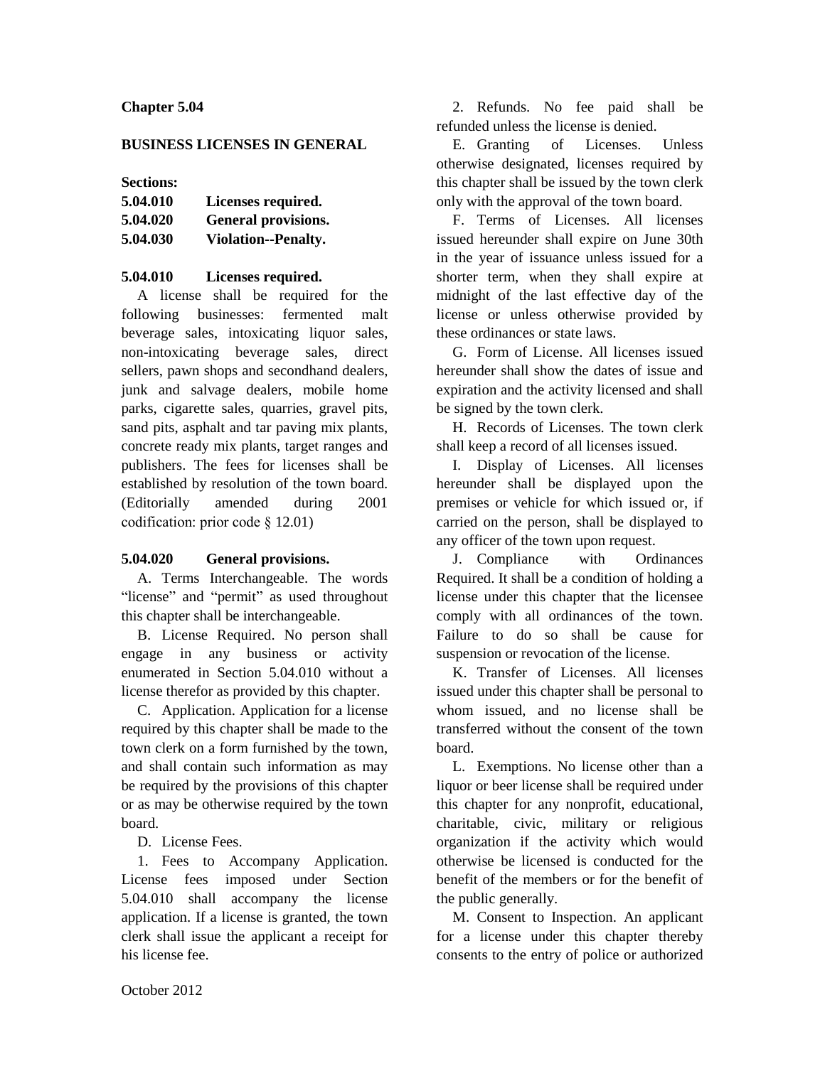**Chapter 5.04**

**BUSINESS LICENSES IN GENERAL**

**Sections:**

**5.04.010 Licenses required.**
**5.04.020 General provisions.**
**5.04.030 Violation--Penalty.**

**5.04.010 Licenses required.**

A license shall be required for the following businesses: fermented malt beverage sales, intoxicating liquor sales, non-intoxicating beverage sales, direct sellers, pawn shops and secondhand dealers, junk and salvage dealers, mobile home parks, cigarette sales, quarries, gravel pits, sand pits, asphalt and tar paving mix plants, concrete ready mix plants, target ranges and publishers. The fees for licenses shall be established by resolution of the town board. (Editorially amended during 2001 codification: prior code § 12.01)

**5.04.020 General provisions.**

A. Terms Interchangeable. The words "license" and "permit" as used throughout this chapter shall be interchangeable.

B. License Required. No person shall engage in any business or activity enumerated in Section 5.04.010 without a license therefor as provided by this chapter.

C. Application. Application for a license required by this chapter shall be made to the town clerk on a form furnished by the town, and shall contain such information as may be required by the provisions of this chapter or as may be otherwise required by the town board.

D. License Fees.

1. Fees to Accompany Application. License fees imposed under Section 5.04.010 shall accompany the license application. If a license is granted, the town clerk shall issue the applicant a receipt for his license fee.

2. Refunds. No fee paid shall be refunded unless the license is denied.

E. Granting of Licenses. Unless otherwise designated, licenses required by this chapter shall be issued by the town clerk only with the approval of the town board.

F. Terms of Licenses. All licenses issued hereunder shall expire on June 30th in the year of issuance unless issued for a shorter term, when they shall expire at midnight of the last effective day of the license or unless otherwise provided by these ordinances or state laws.

G. Form of License. All licenses issued hereunder shall show the dates of issue and expiration and the activity licensed and shall be signed by the town clerk.

H. Records of Licenses. The town clerk shall keep a record of all licenses issued.

I. Display of Licenses. All licenses hereunder shall be displayed upon the premises or vehicle for which issued or, if carried on the person, shall be displayed to any officer of the town upon request.

J. Compliance with Ordinances Required. It shall be a condition of holding a license under this chapter that the licensee comply with all ordinances of the town. Failure to do so shall be cause for suspension or revocation of the license.

K. Transfer of Licenses. All licenses issued under this chapter shall be personal to whom issued, and no license shall be transferred without the consent of the town board.

L. Exemptions. No license other than a liquor or beer license shall be required under this chapter for any nonprofit, educational, charitable, civic, military or religious organization if the activity which would otherwise be licensed is conducted for the benefit of the members or for the benefit of the public generally.

M. Consent to Inspection. An applicant for a license under this chapter thereby consents to the entry of police or authorized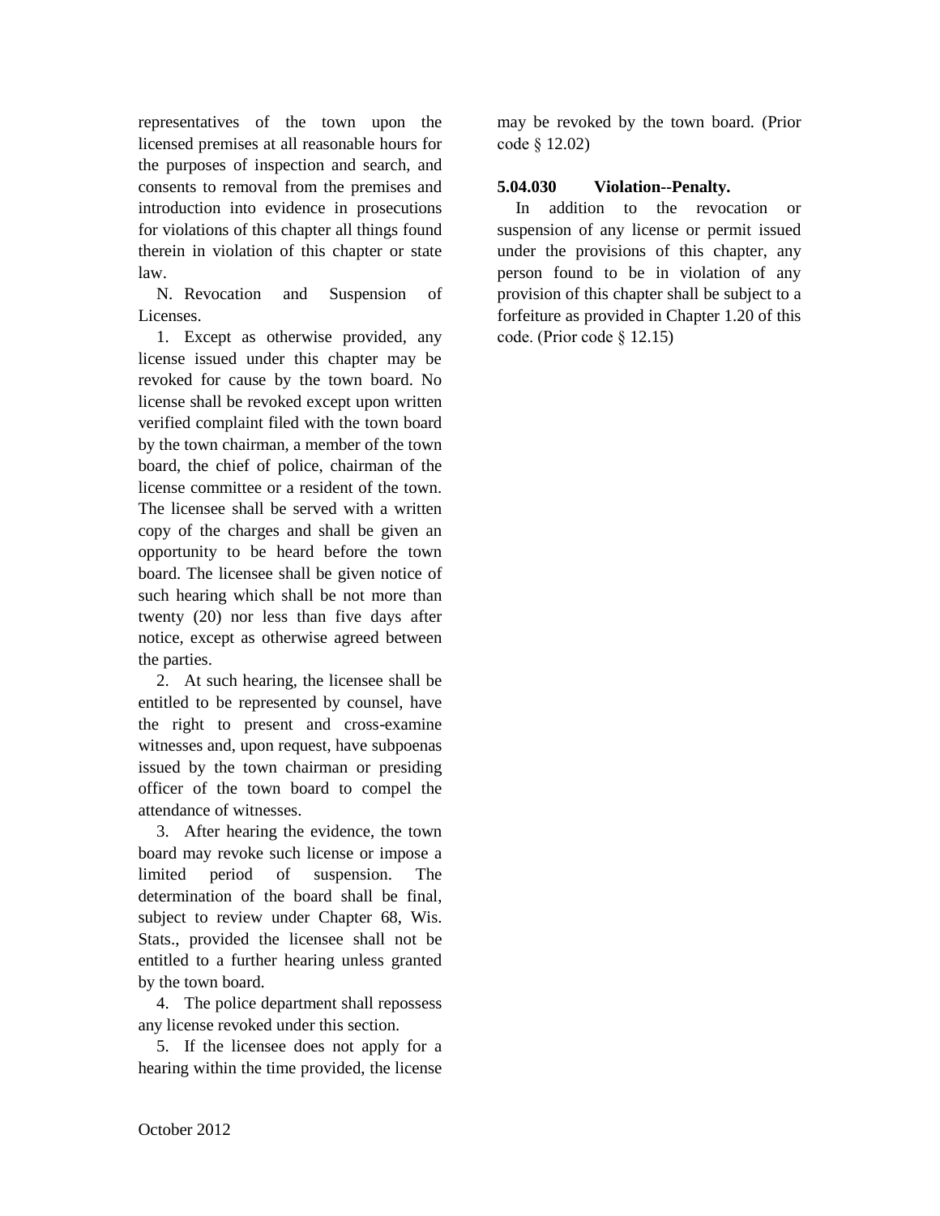representatives of the town upon the licensed premises at all reasonable hours for the purposes of inspection and search, and consents to removal from the premises and introduction into evidence in prosecutions for violations of this chapter all things found therein in violation of this chapter or state law.

N. Revocation and Suspension of Licenses.

1. Except as otherwise provided, any license issued under this chapter may be revoked for cause by the town board. No license shall be revoked except upon written verified complaint filed with the town board by the town chairman, a member of the town board, the chief of police, chairman of the license committee or a resident of the town. The licensee shall be served with a written copy of the charges and shall be given an opportunity to be heard before the town board. The licensee shall be given notice of such hearing which shall be not more than twenty (20) nor less than five days after notice, except as otherwise agreed between the parties.

2. At such hearing, the licensee shall be entitled to be represented by counsel, have the right to present and cross-examine witnesses and, upon request, have subpoenas issued by the town chairman or presiding officer of the town board to compel the attendance of witnesses.

3. After hearing the evidence, the town board may revoke such license or impose a limited period of suspension. The determination of the board shall be final, subject to review under Chapter 68, Wis. Stats., provided the licensee shall not be entitled to a further hearing unless granted by the town board.

4. The police department shall repossess any license revoked under this section.

5. If the licensee does not apply for a hearing within the time provided, the license may be revoked by the town board. (Prior code § 12.02)

**5.04.030 Violation--Penalty.**

In addition to the revocation or suspension of any license or permit issued under the provisions of this chapter, any person found to be in violation of any provision of this chapter shall be subject to a forfeiture as provided in Chapter 1.20 of this code. (Prior code § 12.15)